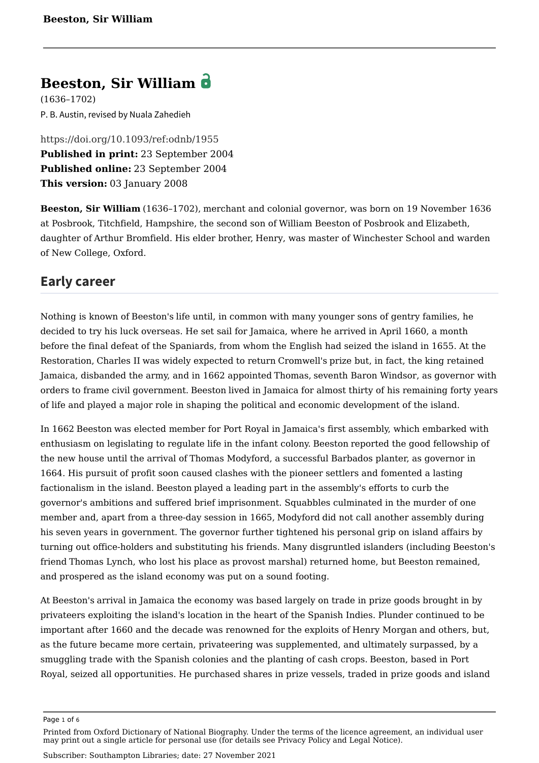# Beeston, Sir William

(1636–1702)

P. B. Austin, revised by Nuala Zahedieh

https://doi.org/10.1093/ref:odnb/1955

**Published in print:** 23 September 2004

**Published online:** 23 September 2004

**This version:** 03 January 2008

**Beeston, Sir William** (1636–1702), merchant and colonial governor, was born on 19 November 1636 at Posbrook, Titchfield, Hampshire, the second son of William Beeston of Posbrook and Elizabeth, daughter of Arthur Bromfield. His elder brother, Henry, was master of Winchester School and warden of New College, Oxford.

## Early career

Nothing is known of Beeston's life until, in common with many younger sons of gentry families, he decided to try his luck overseas. He set sail for Jamaica, where he arrived in April 1660, a month before the final defeat of the Spaniards, from whom the English had seized the island in 1655. At the Restoration, Charles II was widely expected to return Cromwell's prize but, in fact, the king retained Jamaica, disbanded the army, and in 1662 appointed Thomas, seventh Baron Windsor, as governor with orders to frame civil government. Beeston lived in Jamaica for almost thirty of his remaining forty years of life and played a major role in shaping the political and economic development of the island.

In 1662 Beeston was elected member for Port Royal in Jamaica's first assembly, which embarked with enthusiasm on legislating to regulate life in the infant colony. Beeston reported the good fellowship of the new house until the arrival of Thomas Modyford, a successful Barbados planter, as governor in 1664. His pursuit of profit soon caused clashes with the pioneer settlers and fomented a lasting factionalism in the island. Beeston played a leading part in the assembly's efforts to curb the governor's ambitions and suffered brief imprisonment. Squabbles culminated in the murder of one member and, apart from a three-day session in 1665, Modyford did not call another assembly during his seven years in government. The governor further tightened his personal grip on island affairs by turning out office-holders and substituting his friends. Many disgruntled islanders (including Beeston's friend Thomas Lynch, who lost his place as provost marshal) returned home, but Beeston remained, and prospered as the island economy was put on a sound footing.

At Beeston's arrival in Jamaica the economy was based largely on trade in prize goods brought in by privateers exploiting the island's location in the heart of the Spanish Indies. Plunder continued to be important after 1660 and the decade was renowned for the exploits of Henry Morgan and others, but, as the future became more certain, privateering was supplemented, and ultimately surpassed, by a smuggling trade with the Spanish colonies and the planting of cash crops. Beeston, based in Port Royal, seized all opportunities. He purchased shares in prize vessels, traded in prize goods and island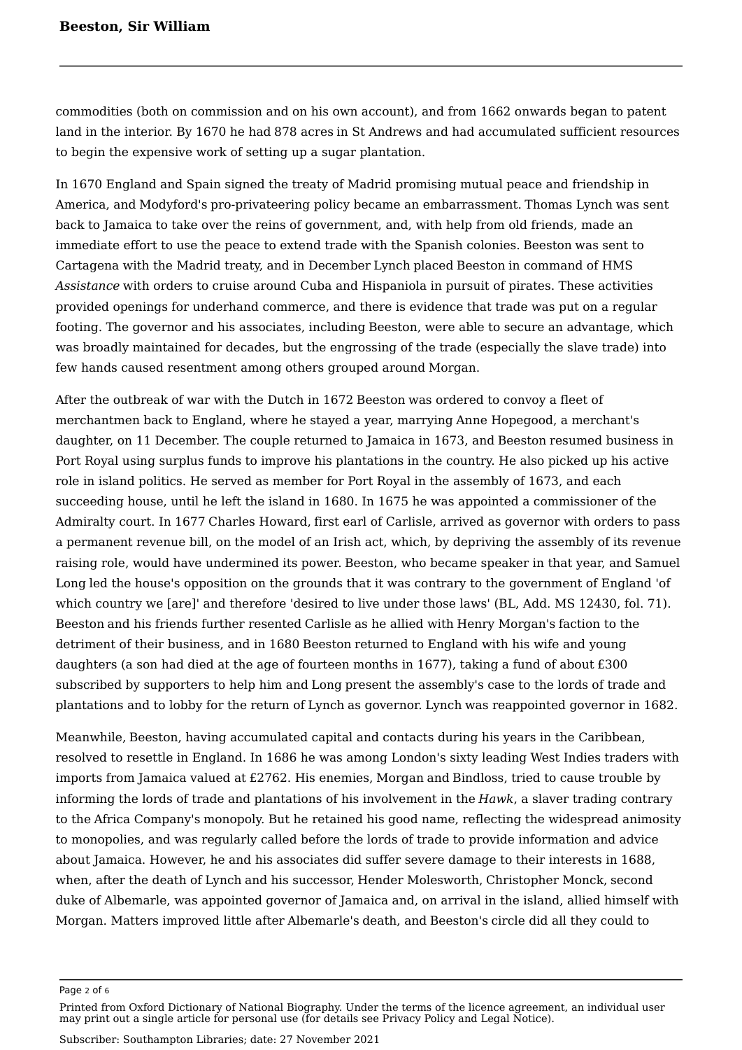commodities (both on commission and on his own account), and from 1662 onwards began to patent land in the interior. By 1670 he had 878 acres in St Andrews and had accumulated sufficient resources to begin the expensive work of setting up a sugar plantation.

In 1670 England and Spain signed the treaty of Madrid promising mutual peace and friendship in America, and Modyford's pro-privateering policy became an embarrassment. Thomas Lynch was sent back to Jamaica to take over the reins of government, and, with help from old friends, made an immediate effort to use the peace to extend trade with the Spanish colonies. Beeston was sent to Cartagena with the Madrid treaty, and in December Lynch placed Beeston in command of HMS *Assistance* with orders to cruise around Cuba and Hispaniola in pursuit of pirates. These activities provided openings for underhand commerce, and there is evidence that trade was put on a regular footing. The governor and his associates, including Beeston, were able to secure an advantage, which was broadly maintained for decades, but the engrossing of the trade (especially the slave trade) into few hands caused resentment among others grouped around Morgan.

After the outbreak of war with the Dutch in 1672 Beeston was ordered to convoy a fleet of merchantmen back to England, where he stayed a year, marrying Anne Hopegood, a merchant's daughter, on 11 December. The couple returned to Jamaica in 1673, and Beeston resumed business in Port Royal using surplus funds to improve his plantations in the country. He also picked up his active role in island politics. He served as member for Port Royal in the assembly of 1673, and each succeeding house, until he left the island in 1680. In 1675 he was appointed a commissioner of the Admiralty court. In 1677 Charles Howard, first earl of Carlisle, arrived as governor with orders to pass a permanent revenue bill, on the model of an Irish act, which, by depriving the assembly of its revenue raising role, would have undermined its power. Beeston, who became speaker in that year, and Samuel Long led the house's opposition on the grounds that it was contrary to the government of England 'of which country we [are]' and therefore 'desired to live under those laws' (BL, Add. MS 12430, fol. 71). Beeston and his friends further resented Carlisle as he allied with Henry Morgan's faction to the detriment of their business, and in 1680 Beeston returned to England with his wife and young daughters (a son had died at the age of fourteen months in 1677), taking a fund of about £300 subscribed by supporters to help him and Long present the assembly's case to the lords of trade and plantations and to lobby for the return of Lynch as governor. Lynch was reappointed governor in 1682.

Meanwhile, Beeston, having accumulated capital and contacts during his years in the Caribbean, resolved to resettle in England. In 1686 he was among London's sixty leading West Indies traders with imports from Jamaica valued at £2762. His enemies, Morgan and Bindloss, tried to cause trouble by informing the lords of trade and plantations of his involvement in the *Hawk*, a slaver trading contrary to the Africa Company's monopoly. But he retained his good name, reflecting the widespread animosity to monopolies, and was regularly called before the lords of trade to provide information and advice about Jamaica. However, he and his associates did suffer severe damage to their interests in 1688, when, after the death of Lynch and his successor, Hender Molesworth, Christopher Monck, second duke of Albemarle, was appointed governor of Jamaica and, on arrival in the island, allied himself with Morgan. Matters improved little after Albemarle's death, and Beeston's circle did all they could to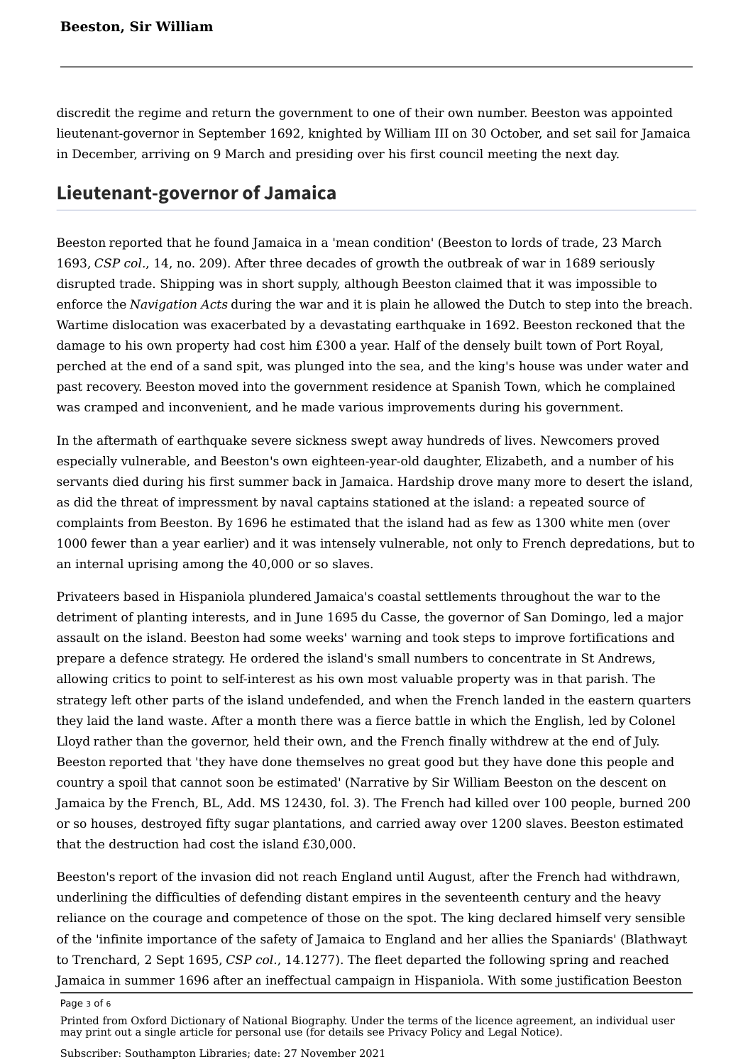discredit the regime and return the government to one of their own number. Beeston was appointed lieutenant-governor in September 1692, knighted by William III on 30 October, and set sail for Jamaica in December, arriving on 9 March and presiding over his first council meeting the next day.

## Lieutenant-governor of Jamaica

Beeston reported that he found Jamaica in a 'mean condition' (Beeston to lords of trade, 23 March 1693, *CSP col.*, 14, no. 209). After three decades of growth the outbreak of war in 1689 seriously disrupted trade. Shipping was in short supply, although Beeston claimed that it was impossible to enforce the *Navigation Acts* during the war and it is plain he allowed the Dutch to step into the breach. Wartime dislocation was exacerbated by a devastating earthquake in 1692. Beeston reckoned that the damage to his own property had cost him £300 a year. Half of the densely built town of Port Royal, perched at the end of a sand spit, was plunged into the sea, and the king's house was under water and past recovery. Beeston moved into the government residence at Spanish Town, which he complained was cramped and inconvenient, and he made various improvements during his government.

In the aftermath of earthquake severe sickness swept away hundreds of lives. Newcomers proved especially vulnerable, and Beeston's own eighteen-year-old daughter, Elizabeth, and a number of his servants died during his first summer back in Jamaica. Hardship drove many more to desert the island, as did the threat of impressment by naval captains stationed at the island: a repeated source of complaints from Beeston. By 1696 he estimated that the island had as few as 1300 white men (over 1000 fewer than a year earlier) and it was intensely vulnerable, not only to French depredations, but to an internal uprising among the 40,000 or so slaves.

Privateers based in Hispaniola plundered Jamaica's coastal settlements throughout the war to the detriment of planting interests, and in June 1695 du Casse, the governor of San Domingo, led a major assault on the island. Beeston had some weeks' warning and took steps to improve fortifications and prepare a defence strategy. He ordered the island's small numbers to concentrate in St Andrews, allowing critics to point to self-interest as his own most valuable property was in that parish. The strategy left other parts of the island undefended, and when the French landed in the eastern quarters they laid the land waste. After a month there was a fierce battle in which the English, led by Colonel Lloyd rather than the governor, held their own, and the French finally withdrew at the end of July. Beeston reported that 'they have done themselves no great good but they have done this people and country a spoil that cannot soon be estimated' (Narrative by Sir William Beeston on the descent on Jamaica by the French, BL, Add. MS 12430, fol. 3). The French had killed over 100 people, burned 200 or so houses, destroyed fifty sugar plantations, and carried away over 1200 slaves. Beeston estimated that the destruction had cost the island £30,000.

Beeston's report of the invasion did not reach England until August, after the French had withdrawn, underlining the difficulties of defending distant empires in the seventeenth century and the heavy reliance on the courage and competence of those on the spot. The king declared himself very sensible of the 'infinite importance of the safety of Jamaica to England and her allies the Spaniards' (Blathwayt to Trenchard, 2 Sept 1695, *CSP col.*, 14.1277). The fleet departed the following spring and reached Jamaica in summer 1696 after an ineffectual campaign in Hispaniola. With some justification Beeston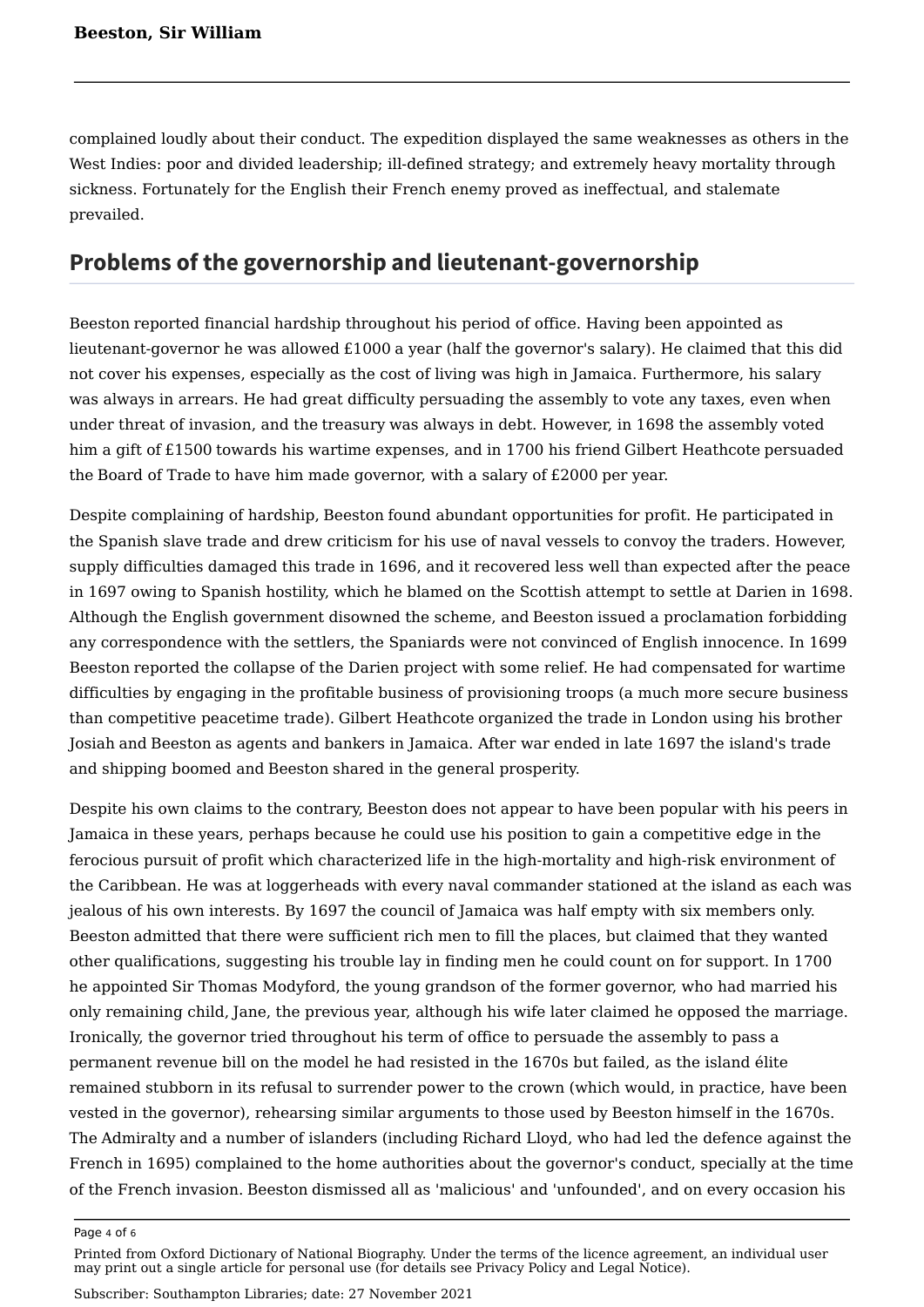complained loudly about their conduct. The expedition displayed the same weaknesses as others in the West Indies: poor and divided leadership; ill-defined strategy; and extremely heavy mortality through sickness. Fortunately for the English their French enemy proved as ineffectual, and stalemate prevailed.

## Problems of the governorship and lieutenant-governorship

Beeston reported financial hardship throughout his period of office. Having been appointed as lieutenant-governor he was allowed £1000 a year (half the governor's salary). He claimed that this did not cover his expenses, especially as the cost of living was high in Jamaica. Furthermore, his salary was always in arrears. He had great difficulty persuading the assembly to vote any taxes, even when under threat of invasion, and the treasury was always in debt. However, in 1698 the assembly voted him a gift of £1500 towards his wartime expenses, and in 1700 his friend Gilbert Heathcote persuaded the Board of Trade to have him made governor, with a salary of £2000 per year.

Despite complaining of hardship, Beeston found abundant opportunities for profit. He participated in the Spanish slave trade and drew criticism for his use of naval vessels to convoy the traders. However, supply difficulties damaged this trade in 1696, and it recovered less well than expected after the peace in 1697 owing to Spanish hostility, which he blamed on the Scottish attempt to settle at Darien in 1698. Although the English government disowned the scheme, and Beeston issued a proclamation forbidding any correspondence with the settlers, the Spaniards were not convinced of English innocence. In 1699 Beeston reported the collapse of the Darien project with some relief. He had compensated for wartime difficulties by engaging in the profitable business of provisioning troops (a much more secure business than competitive peacetime trade). Gilbert Heathcote organized the trade in London using his brother Josiah and Beeston as agents and bankers in Jamaica. After war ended in late 1697 the island's trade and shipping boomed and Beeston shared in the general prosperity.

Despite his own claims to the contrary, Beeston does not appear to have been popular with his peers in Jamaica in these years, perhaps because he could use his position to gain a competitive edge in the ferocious pursuit of profit which characterized life in the high-mortality and high-risk environment of the Caribbean. He was at loggerheads with every naval commander stationed at the island as each was jealous of his own interests. By 1697 the council of Jamaica was half empty with six members only. Beeston admitted that there were sufficient rich men to fill the places, but claimed that they wanted other qualifications, suggesting his trouble lay in finding men he could count on for support. In 1700 he appointed Sir Thomas Modyford, the young grandson of the former governor, who had married his only remaining child, Jane, the previous year, although his wife later claimed he opposed the marriage. Ironically, the governor tried throughout his term of office to persuade the assembly to pass a permanent revenue bill on the model he had resisted in the 1670s but failed, as the island élite remained stubborn in its refusal to surrender power to the crown (which would, in practice, have been vested in the governor), rehearsing similar arguments to those used by Beeston himself in the 1670s. The Admiralty and a number of islanders (including Richard Lloyd, who had led the defence against the French in 1695) complained to the home authorities about the governor's conduct, specially at the time of the French invasion. Beeston dismissed all as 'malicious' and 'unfounded', and on every occasion his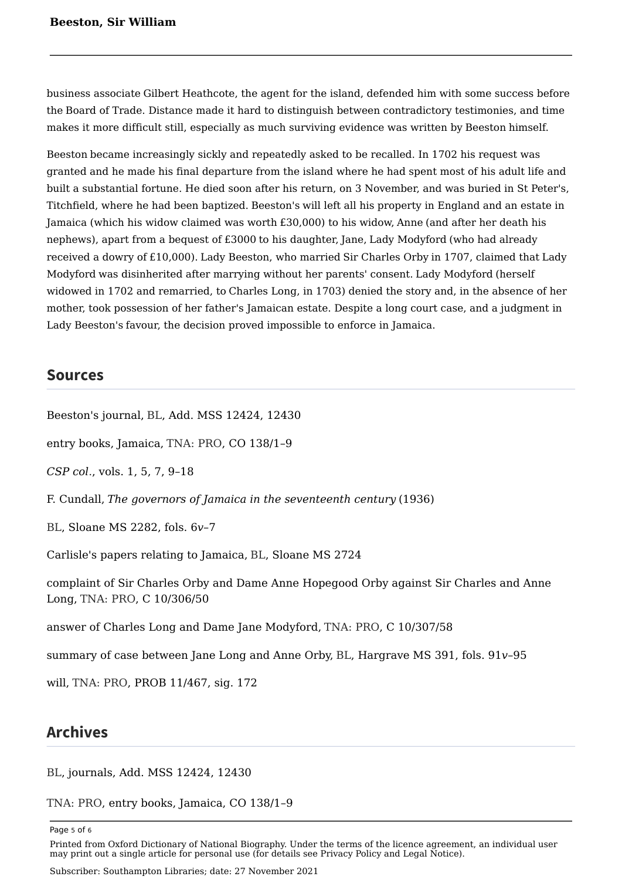business associate Gilbert Heathcote, the agent for the island, defended him with some success before the Board of Trade. Distance made it hard to distinguish between contradictory testimonies, and time makes it more difficult still, especially as much surviving evidence was written by Beeston himself.

Beeston became increasingly sickly and repeatedly asked to be recalled. In 1702 his request was granted and he made his final departure from the island where he had spent most of his adult life and built a substantial fortune. He died soon after his return, on 3 November, and was buried in St Peter's, Titchfield, where he had been baptized. Beeston's will left all his property in England and an estate in Jamaica (which his widow claimed was worth £30,000) to his widow, Anne (and after her death his nephews), apart from a bequest of £3000 to his daughter, Jane, Lady Modyford (who had already received a dowry of £10,000). Lady Beeston, who married Sir Charles Orby in 1707, claimed that Lady Modyford was disinherited after marrying without her parents' consent. Lady Modyford (herself widowed in 1702 and remarried, to Charles Long, in 1703) denied the story and, in the absence of her mother, took possession of her father's Jamaican estate. Despite a long court case, and a judgment in Lady Beeston's favour, the decision proved impossible to enforce in Jamaica.

## Sources

Beeston's journal, BL, Add. MSS 12424, 12430

entry books, Jamaica, TNA: PRO, CO 138/1–9

*CSP col.*, vols. 1, 5, 7, 9–18

F. Cundall, *The governors of Jamaica in the seventeenth century* (1936)

BL, Sloane MS 2282, fols. 6*v*–7

Carlisle's papers relating to Jamaica, BL, Sloane MS 2724

complaint of Sir Charles Orby and Dame Anne Hopegood Orby against Sir Charles and Anne Long, TNA: PRO, C 10/306/50

answer of Charles Long and Dame Jane Modyford, TNA: PRO, C 10/307/58

summary of case between Jane Long and Anne Orby, BL, Hargrave MS 391, fols. 91*v*–95

will, TNA: PRO, PROB 11/467, sig. 172

## Archives

BL, journals, Add. MSS 12424, 12430

TNA: PRO, entry books, Jamaica, CO 138/1–9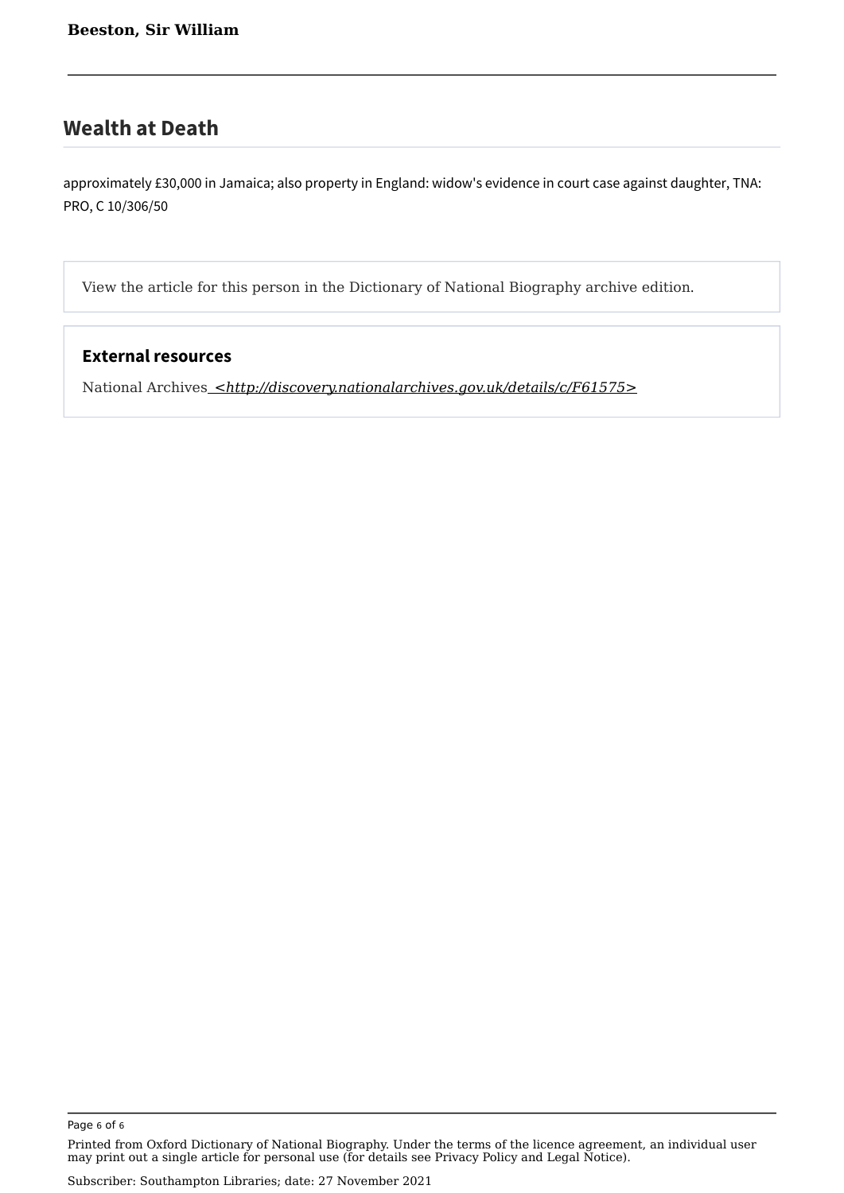## Wealth at Death

approximately £30,000 in Jamaica; also property in England: widow's evidence in court case against daughter, TNA: PRO, C 10/306/50

View the article for this person in the Dictionary of National Biography archive edition.

### External resources

National Archives *<http://discovery.nationalarchives.gov.uk/details/c/F61575>*